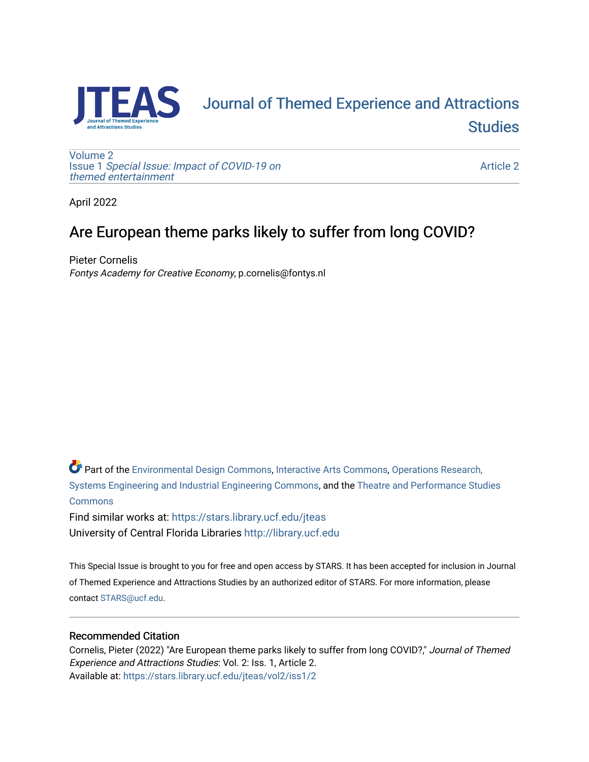# Journal of Themed Experience and Attractions Studies

Volume 2
Issue 1 *Special Issue: Impact of COVID-19 on themed entertainment*

Article 2

April 2022

## Are European theme parks likely to suffer from long COVID?

Pieter Cornelis
*Fontys Academy for Creative Economy*, p.cornelis@fontys.nl

Part of the Environmental Design Commons, Interactive Arts Commons, Operations Research, Systems Engineering and Industrial Engineering Commons, and the Theatre and Performance Studies Commons

Find similar works at: https://stars.library.ucf.edu/jteas
University of Central Florida Libraries http://library.ucf.edu

This Special Issue is brought to you for free and open access by STARS. It has been accepted for inclusion in Journal of Themed Experience and Attractions Studies by an authorized editor of STARS. For more information, please contact STARS@ucf.edu.

### Recommended Citation

Cornelis, Pieter (2022) "Are European theme parks likely to suffer from long COVID?," *Journal of Themed Experience and Attractions Studies*: Vol. 2: Iss. 1, Article 2.
Available at: https://stars.library.ucf.edu/jteas/vol2/iss1/2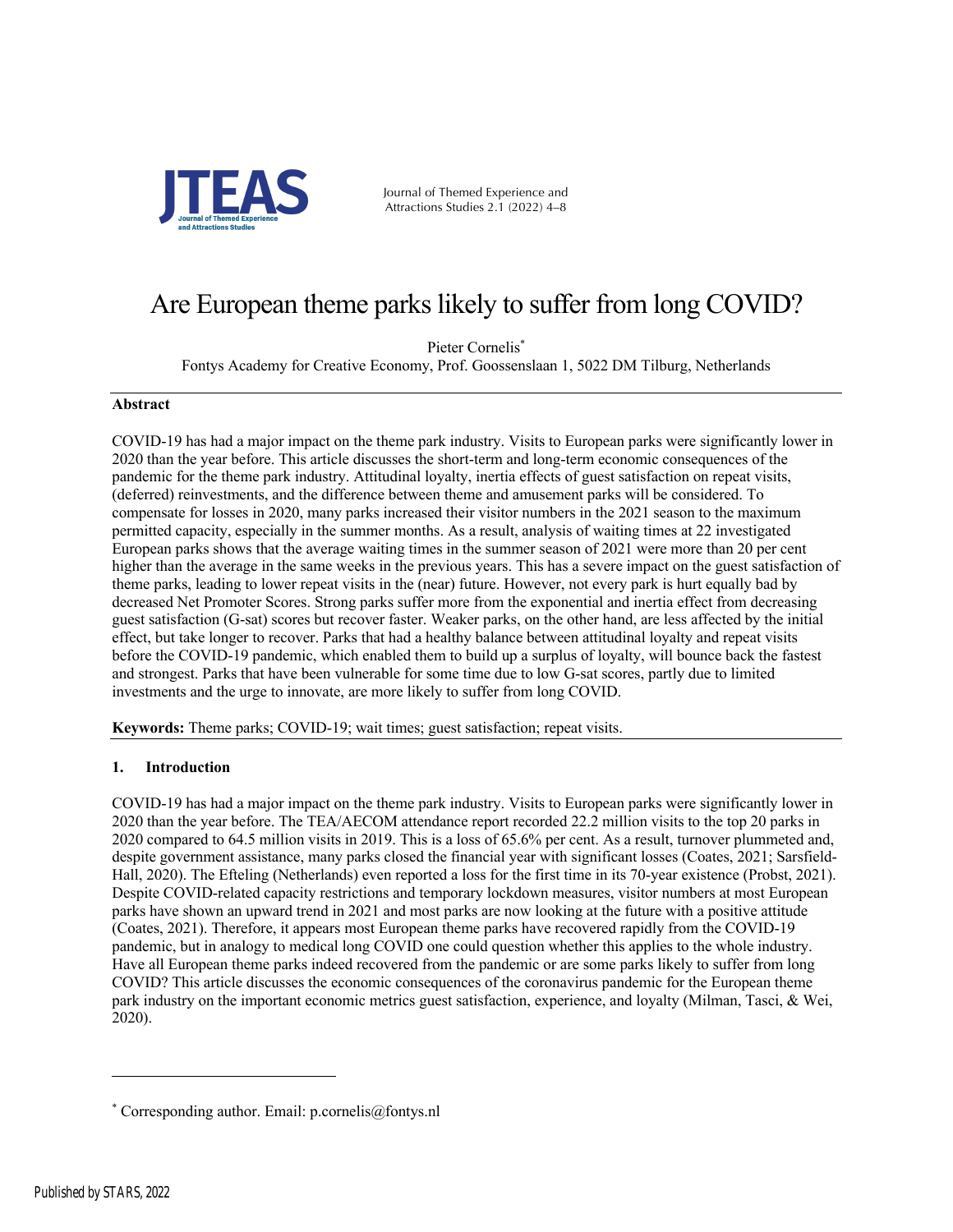# Are European theme parks likely to suffer from long COVID?

Pieter Cornelis[*]

Fontys Academy for Creative Economy, Prof. Goossenslaan 1, 5022 DM Tilburg, Netherlands

**Abstract**

COVID-19 has had a major impact on the theme park industry. Visits to European parks were significantly lower in 2020 than the year before. This article discusses the short-term and long-term economic consequences of the pandemic for the theme park industry. Attitudinal loyalty, inertia effects of guest satisfaction on repeat visits, (deferred) reinvestments, and the difference between theme and amusement parks will be considered. To compensate for losses in 2020, many parks increased their visitor numbers in the 2021 season to the maximum permitted capacity, especially in the summer months. As a result, analysis of waiting times at 22 investigated European parks shows that the average waiting times in the summer season of 2021 were more than 20 per cent higher than the average in the same weeks in the previous years. This has a severe impact on the guest satisfaction of theme parks, leading to lower repeat visits in the (near) future. However, not every park is hurt equally bad by decreased Net Promoter Scores. Strong parks suffer more from the exponential and inertia effect from decreasing guest satisfaction (G-sat) scores but recover faster. Weaker parks, on the other hand, are less affected by the initial effect, but take longer to recover. Parks that had a healthy balance between attitudinal loyalty and repeat visits before the COVID-19 pandemic, which enabled them to build up a surplus of loyalty, will bounce back the fastest and strongest. Parks that have been vulnerable for some time due to low G-sat scores, partly due to limited investments and the urge to innovate, are more likely to suffer from long COVID.

**Keywords:** Theme parks; COVID-19; wait times; guest satisfaction; repeat visits.

## 1. Introduction

COVID-19 has had a major impact on the theme park industry. Visits to European parks were significantly lower in 2020 than the year before. The TEA/AECOM attendance report recorded 22.2 million visits to the top 20 parks in 2020 compared to 64.5 million visits in 2019. This is a loss of 65.6% per cent. As a result, turnover plummeted and, despite government assistance, many parks closed the financial year with significant losses (Coates, 2021; Sarsfield-Hall, 2020). The Efteling (Netherlands) even reported a loss for the first time in its 70-year existence (Probst, 2021). Despite COVID-related capacity restrictions and temporary lockdown measures, visitor numbers at most European parks have shown an upward trend in 2021 and most parks are now looking at the future with a positive attitude (Coates, 2021). Therefore, it appears most European theme parks have recovered rapidly from the COVID-19 pandemic, but in analogy to medical long COVID one could question whether this applies to the whole industry. Have all European theme parks indeed recovered from the pandemic or are some parks likely to suffer from long COVID? This article discusses the economic consequences of the coronavirus pandemic for the European theme park industry on the important economic metrics guest satisfaction, experience, and loyalty (Milman, Tasci, & Wei, 2020).

[*] Corresponding author. Email: p.cornelis@fontys.nl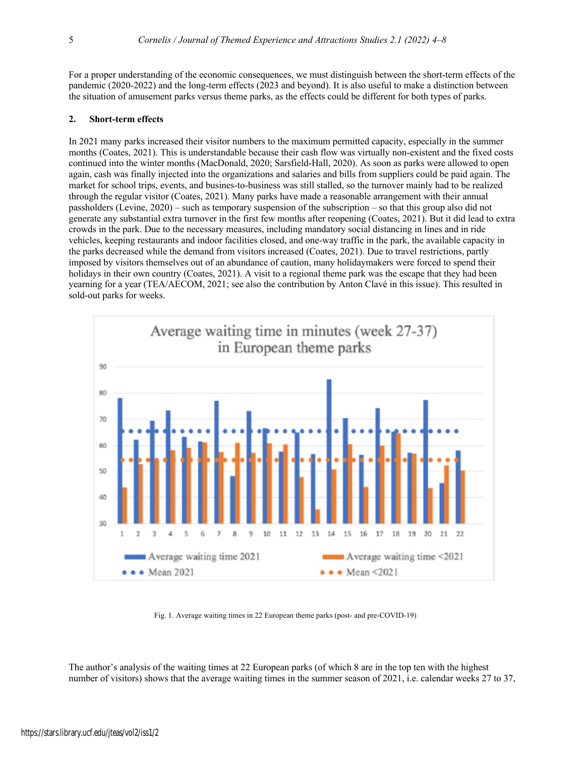For a proper understanding of the economic consequences, we must distinguish between the short-term effects of the pandemic (2020-2022) and the long-term effects (2023 and beyond). It is also useful to make a distinction between the situation of amusement parks versus theme parks, as the effects could be different for both types of parks.

## 2. Short-term effects

In 2021 many parks increased their visitor numbers to the maximum permitted capacity, especially in the summer months (Coates, 2021). This is understandable because their cash flow was virtually non-existent and the fixed costs continued into the winter months (MacDonald, 2020; Sarsfield-Hall, 2020). As soon as parks were allowed to open again, cash was finally injected into the organizations and salaries and bills from suppliers could be paid again. The market for school trips, events, and busines-to-business was still stalled, so the turnover mainly had to be realized through the regular visitor (Coates, 2021). Many parks have made a reasonable arrangement with their annual passholders (Levine, 2020) – such as temporary suspension of the subscription – so that this group also did not generate any substantial extra turnover in the first few months after reopening (Coates, 2021). But it did lead to extra crowds in the park. Due to the necessary measures, including mandatory social distancing in lines and in ride vehicles, keeping restaurants and indoor facilities closed, and one-way traffic in the park, the available capacity in the parks decreased while the demand from visitors increased (Coates, 2021). Due to travel restrictions, partly imposed by visitors themselves out of an abundance of caution, many holidaymakers were forced to spend their holidays in their own country (Coates, 2021). A visit to a regional theme park was the escape that they had been yearning for a year (TEA/AECOM, 2021; see also the contribution by Anton Clavé in this issue). This resulted in sold-out parks for weeks.

Fig. 1. Average waiting times in 22 European theme parks (post- and pre-COVID-19)

The author's analysis of the waiting times at 22 European parks (of which 8 are in the top ten with the highest number of visitors) shows that the average waiting times in the summer season of 2021, i.e. calendar weeks 27 to 37,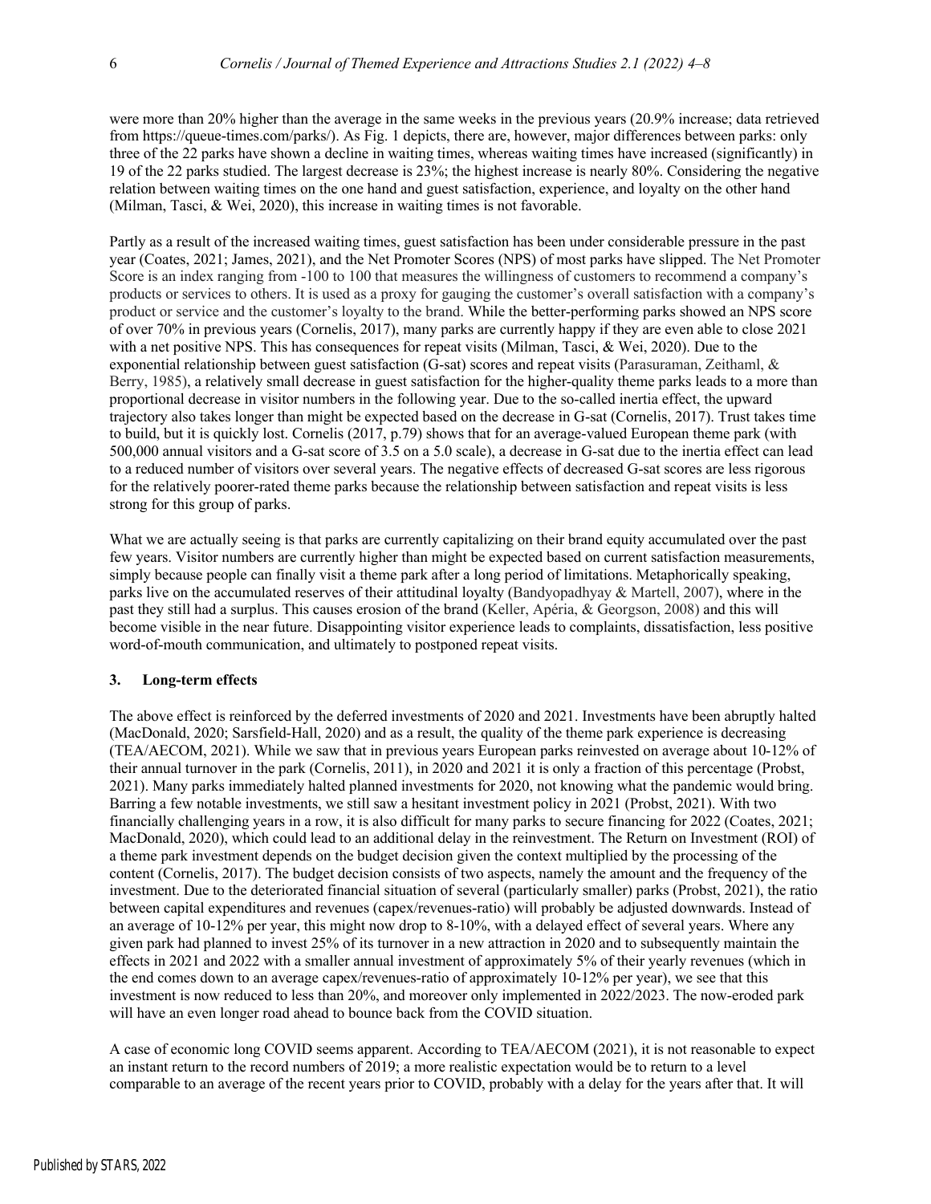were more than 20% higher than the average in the same weeks in the previous years (20.9% increase; data retrieved from https://queue-times.com/parks/). As Fig. 1 depicts, there are, however, major differences between parks: only three of the 22 parks have shown a decline in waiting times, whereas waiting times have increased (significantly) in 19 of the 22 parks studied. The largest decrease is 23%; the highest increase is nearly 80%. Considering the negative relation between waiting times on the one hand and guest satisfaction, experience, and loyalty on the other hand (Milman, Tasci, & Wei, 2020), this increase in waiting times is not favorable.

Partly as a result of the increased waiting times, guest satisfaction has been under considerable pressure in the past year (Coates, 2021; James, 2021), and the Net Promoter Scores (NPS) of most parks have slipped. The Net Promoter Score is an index ranging from -100 to 100 that measures the willingness of customers to recommend a company's products or services to others. It is used as a proxy for gauging the customer's overall satisfaction with a company's product or service and the customer's loyalty to the brand. While the better-performing parks showed an NPS score of over 70% in previous years (Cornelis, 2017), many parks are currently happy if they are even able to close 2021 with a net positive NPS. This has consequences for repeat visits (Milman, Tasci, & Wei, 2020). Due to the exponential relationship between guest satisfaction (G-sat) scores and repeat visits (Parasuraman, Zeithaml, & Berry, 1985), a relatively small decrease in guest satisfaction for the higher-quality theme parks leads to a more than proportional decrease in visitor numbers in the following year. Due to the so-called inertia effect, the upward trajectory also takes longer than might be expected based on the decrease in G-sat (Cornelis, 2017). Trust takes time to build, but it is quickly lost. Cornelis (2017, p.79) shows that for an average-valued European theme park (with 500,000 annual visitors and a G-sat score of 3.5 on a 5.0 scale), a decrease in G-sat due to the inertia effect can lead to a reduced number of visitors over several years. The negative effects of decreased G-sat scores are less rigorous for the relatively poorer-rated theme parks because the relationship between satisfaction and repeat visits is less strong for this group of parks.

What we are actually seeing is that parks are currently capitalizing on their brand equity accumulated over the past few years. Visitor numbers are currently higher than might be expected based on current satisfaction measurements, simply because people can finally visit a theme park after a long period of limitations. Metaphorically speaking, parks live on the accumulated reserves of their attitudinal loyalty (Bandyopadhyay & Martell, 2007), where in the past they still had a surplus. This causes erosion of the brand (Keller, Apéria, & Georgson, 2008) and this will become visible in the near future. Disappointing visitor experience leads to complaints, dissatisfaction, less positive word-of-mouth communication, and ultimately to postponed repeat visits.

### 3. Long-term effects

The above effect is reinforced by the deferred investments of 2020 and 2021. Investments have been abruptly halted (MacDonald, 2020; Sarsfield-Hall, 2020) and as a result, the quality of the theme park experience is decreasing (TEA/AECOM, 2021). While we saw that in previous years European parks reinvested on average about 10-12% of their annual turnover in the park (Cornelis, 2011), in 2020 and 2021 it is only a fraction of this percentage (Probst, 2021). Many parks immediately halted planned investments for 2020, not knowing what the pandemic would bring. Barring a few notable investments, we still saw a hesitant investment policy in 2021 (Probst, 2021). With two financially challenging years in a row, it is also difficult for many parks to secure financing for 2022 (Coates, 2021; MacDonald, 2020), which could lead to an additional delay in the reinvestment. The Return on Investment (ROI) of a theme park investment depends on the budget decision given the context multiplied by the processing of the content (Cornelis, 2017). The budget decision consists of two aspects, namely the amount and the frequency of the investment. Due to the deteriorated financial situation of several (particularly smaller) parks (Probst, 2021), the ratio between capital expenditures and revenues (capex/revenues-ratio) will probably be adjusted downwards. Instead of an average of 10-12% per year, this might now drop to 8-10%, with a delayed effect of several years. Where any given park had planned to invest 25% of its turnover in a new attraction in 2020 and to subsequently maintain the effects in 2021 and 2022 with a smaller annual investment of approximately 5% of their yearly revenues (which in the end comes down to an average capex/revenues-ratio of approximately 10-12% per year), we see that this investment is now reduced to less than 20%, and moreover only implemented in 2022/2023. The now-eroded park will have an even longer road ahead to bounce back from the COVID situation.

A case of economic long COVID seems apparent. According to TEA/AECOM (2021), it is not reasonable to expect an instant return to the record numbers of 2019; a more realistic expectation would be to return to a level comparable to an average of the recent years prior to COVID, probably with a delay for the years after that. It will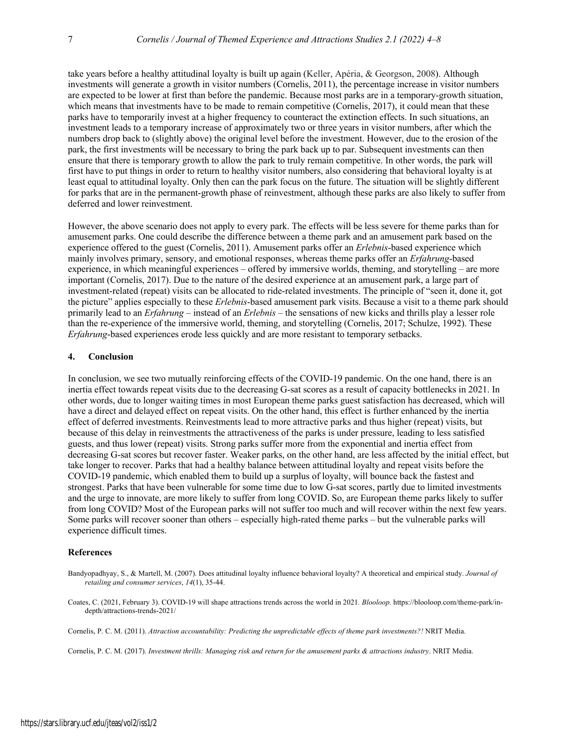take years before a healthy attitudinal loyalty is built up again (Keller, Apéria, & Georgson, 2008). Although investments will generate a growth in visitor numbers (Cornelis, 2011), the percentage increase in visitor numbers are expected to be lower at first than before the pandemic. Because most parks are in a temporary-growth situation, which means that investments have to be made to remain competitive (Cornelis, 2017), it could mean that these parks have to temporarily invest at a higher frequency to counteract the extinction effects. In such situations, an investment leads to a temporary increase of approximately two or three years in visitor numbers, after which the numbers drop back to (slightly above) the original level before the investment. However, due to the erosion of the park, the first investments will be necessary to bring the park back up to par. Subsequent investments can then ensure that there is temporary growth to allow the park to truly remain competitive. In other words, the park will first have to put things in order to return to healthy visitor numbers, also considering that behavioral loyalty is at least equal to attitudinal loyalty. Only then can the park focus on the future. The situation will be slightly different for parks that are in the permanent-growth phase of reinvestment, although these parks are also likely to suffer from deferred and lower reinvestment.

However, the above scenario does not apply to every park. The effects will be less severe for theme parks than for amusement parks. One could describe the difference between a theme park and an amusement park based on the experience offered to the guest (Cornelis, 2011). Amusement parks offer an *Erlebnis*-based experience which mainly involves primary, sensory, and emotional responses, whereas theme parks offer an *Erfahrung*-based experience, in which meaningful experiences – offered by immersive worlds, theming, and storytelling – are more important (Cornelis, 2017). Due to the nature of the desired experience at an amusement park, a large part of investment-related (repeat) visits can be allocated to ride-related investments. The principle of "seen it, done it, got the picture" applies especially to these *Erlebnis*-based amusement park visits. Because a visit to a theme park should primarily lead to an *Erfahrung* – instead of an *Erlebnis* – the sensations of new kicks and thrills play a lesser role than the re-experience of the immersive world, theming, and storytelling (Cornelis, 2017; Schulze, 1992). These *Erfahrung*-based experiences erode less quickly and are more resistant to temporary setbacks.

## 4. Conclusion

In conclusion, we see two mutually reinforcing effects of the COVID-19 pandemic. On the one hand, there is an inertia effect towards repeat visits due to the decreasing G-sat scores as a result of capacity bottlenecks in 2021. In other words, due to longer waiting times in most European theme parks guest satisfaction has decreased, which will have a direct and delayed effect on repeat visits. On the other hand, this effect is further enhanced by the inertia effect of deferred investments. Reinvestments lead to more attractive parks and thus higher (repeat) visits, but because of this delay in reinvestments the attractiveness of the parks is under pressure, leading to less satisfied guests, and thus lower (repeat) visits. Strong parks suffer more from the exponential and inertia effect from decreasing G-sat scores but recover faster. Weaker parks, on the other hand, are less affected by the initial effect, but take longer to recover. Parks that had a healthy balance between attitudinal loyalty and repeat visits before the COVID-19 pandemic, which enabled them to build up a surplus of loyalty, will bounce back the fastest and strongest. Parks that have been vulnerable for some time due to low G-sat scores, partly due to limited investments and the urge to innovate, are more likely to suffer from long COVID. So, are European theme parks likely to suffer from long COVID? Most of the European parks will not suffer too much and will recover within the next few years. Some parks will recover sooner than others – especially high-rated theme parks – but the vulnerable parks will experience difficult times.

## References

Bandyopadhyay, S., & Martell, M. (2007). Does attitudinal loyalty influence behavioral loyalty? A theoretical and empirical study. *Journal of retailing and consumer services*, *14*(1), 35-44.

Coates, C. (2021, February 3). COVID-19 will shape attractions trends across the world in 2021. *Blooloop.* https://blooloop.com/theme-park/in-depth/attractions-trends-2021/

Cornelis, P. C. M. (2011). *Attraction accountability: Predicting the unpredictable effects of theme park investments?!* NRIT Media.

Cornelis, P. C. M. (2017). *Investment thrills: Managing risk and return for the amusement parks & attractions industry*. NRIT Media.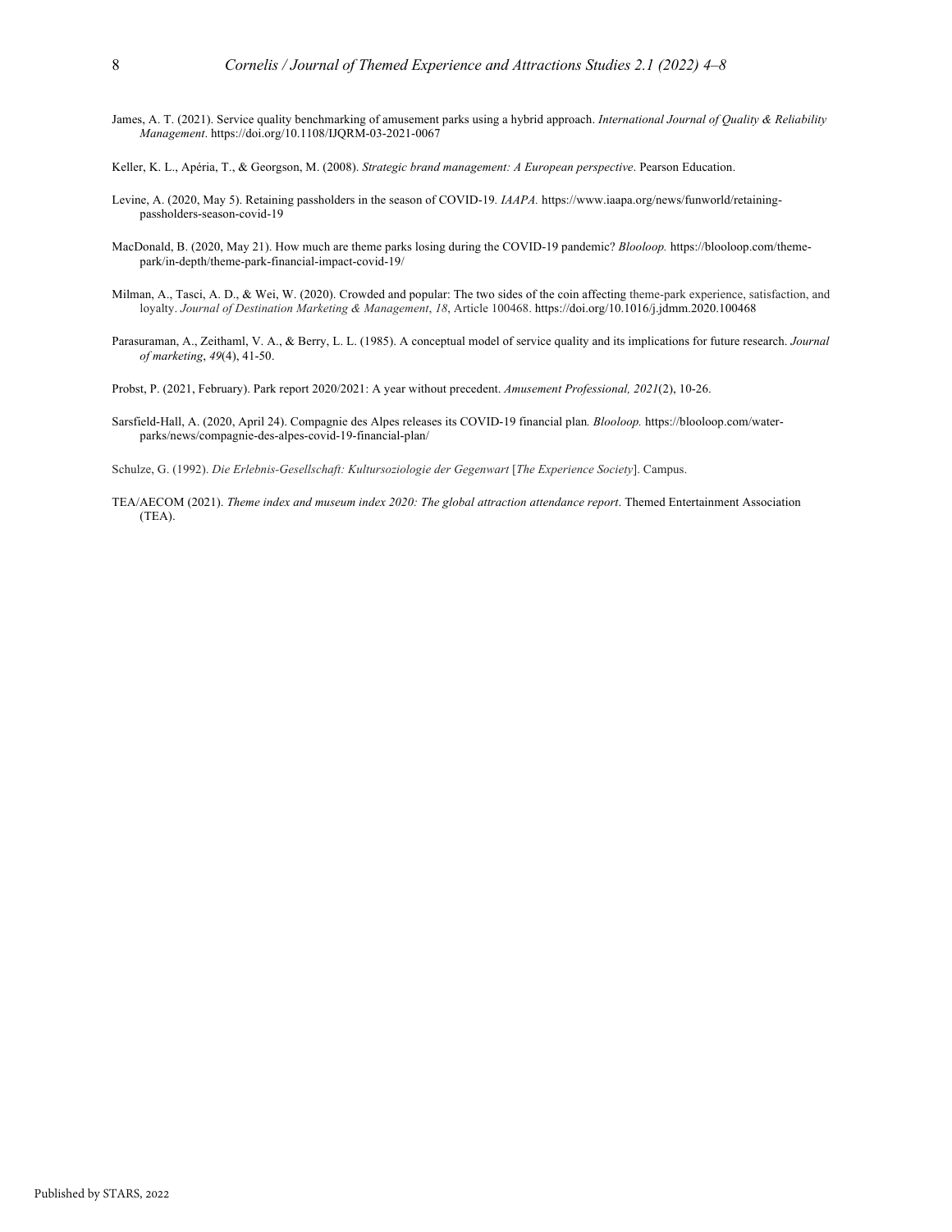James, A. T. (2021). Service quality benchmarking of amusement parks using a hybrid approach. *International Journal of Quality & Reliability Management*. https://doi.org/10.1108/IJQRM-03-2021-0067

Keller, K. L., Apéria, T., & Georgson, M. (2008). *Strategic brand management: A European perspective*. Pearson Education.

Levine, A. (2020, May 5). Retaining passholders in the season of COVID-19*. IAAPA.* https://www.iaapa.org/news/funworld/retaining-passholders-season-covid-19

MacDonald, B. (2020, May 21). How much are theme parks losing during the COVID-19 pandemic? *Blooloop.* https://blooloop.com/theme-park/in-depth/theme-park-financial-impact-covid-19/

Milman, A., Tasci, A. D., & Wei, W. (2020). Crowded and popular: The two sides of the coin affecting theme-park experience, satisfaction, and loyalty. *Journal of Destination Marketing & Management*, *18*, Article 100468. https://doi.org/10.1016/j.jdmm.2020.100468

Parasuraman, A., Zeithaml, V. A., & Berry, L. L. (1985). A conceptual model of service quality and its implications for future research. *Journal of marketing*, *49*(4), 41-50.

Probst, P. (2021, February). Park report 2020/2021: A year without precedent. *Amusement Professional, 2021*(2), 10-26.

Sarsfield-Hall, A. (2020, April 24). Compagnie des Alpes releases its COVID-19 financial plan*. Blooloop.* https://blooloop.com/water-parks/news/compagnie-des-alpes-covid-19-financial-plan/

Schulze, G. (1992). *Die Erlebnis-Gesellschaft: Kultursoziologie der Gegenwart* [*The Experience Society*]. Campus.

TEA/AECOM (2021). *Theme index and museum index 2020: The global attraction attendance report*. Themed Entertainment Association (TEA).